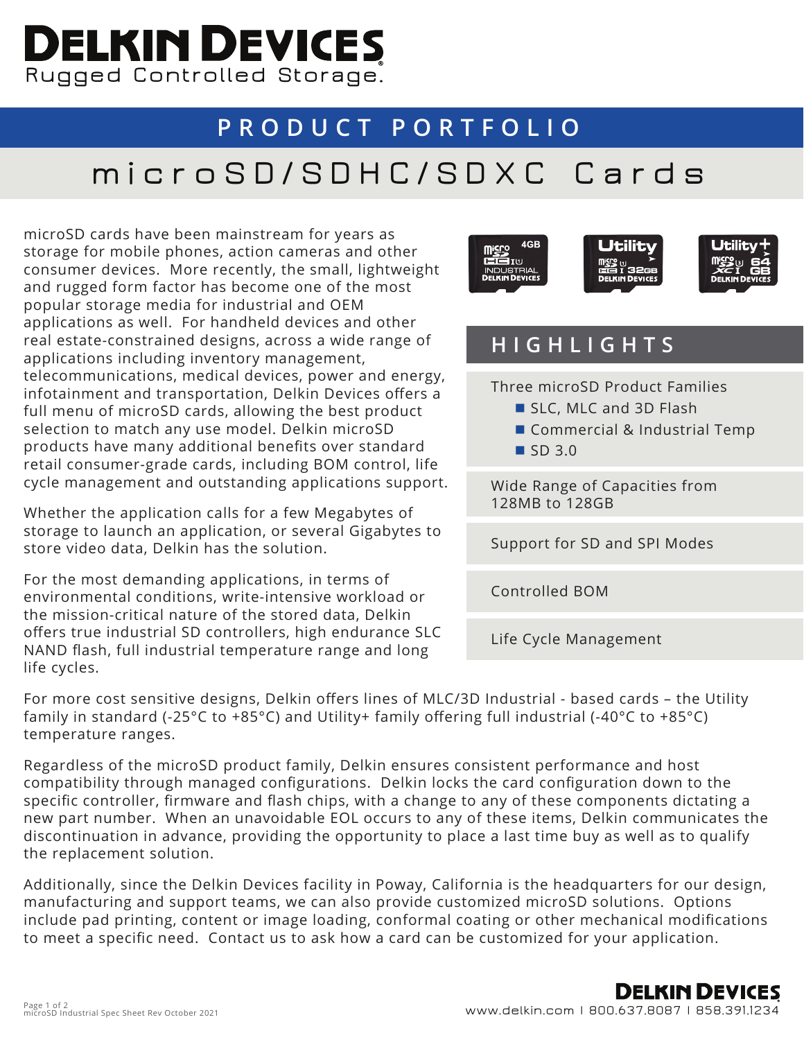# DELKIN DEVICES

Rugged Controlled Storage.

## PRODUCT PORTFOLIO

# microSD/SDHC/SDXC Cards

microSD cards have been mainstream for years as storage for mobile phones, action cameras and other consumer devices. More recently, the small, lightweight and rugged form factor has become one of the most popular storage media for industrial and OEM applications as well. For handheld devices and other real estate-constrained designs, across a wide range of applications including inventory management, telecommunications, medical devices, power and energy, infotainment and transportation, Delkin Devices offers a full menu of microSD cards, allowing the best product selection to match any use model. Delkin microSD products have many additional benefits over standard retail consumer-grade cards, including BOM control, life cycle management and outstanding applications support.

Whether the application calls for a few Megabytes of storage to launch an application, or several Gigabytes to store video data, Delkin has the solution.

For the most demanding applications, in terms of environmental conditions, write-intensive workload or the mission-critical nature of the stored data, Delkin offers true industrial SD controllers, high endurance SLC NAND flash, full industrial temperature range and long life cycles.

## HIGHLIGHTS

- Three microSD Product Families
  - SLC, MLC and 3D Flash
  - Commercial & Industrial Temp
  - SD 3.0
- Wide Range of Capacities from 128MB to 128GB
- Support for SD and SPI Modes
- Controlled BOM
- Life Cycle Management

For more cost sensitive designs, Delkin offers lines of MLC/3D Industrial - based cards – the Utility family in standard (-25°C to +85°C) and Utility+ family offering full industrial (-40°C to +85°C) temperature ranges.

Regardless of the microSD product family, Delkin ensures consistent performance and host compatibility through managed configurations. Delkin locks the card configuration down to the specific controller, firmware and flash chips, with a change to any of these components dictating a new part number. When an unavoidable EOL occurs to any of these items, Delkin communicates the discontinuation in advance, providing the opportunity to place a last time buy as well as to qualify the replacement solution.

Additionally, since the Delkin Devices facility in Poway, California is the headquarters for our design, manufacturing and support teams, we can also provide customized microSD solutions. Options include pad printing, content or image loading, conformal coating or other mechanical modifications to meet a specific need. Contact us to ask how a card can be customized for your application.

microSD Industrial Spec Sheet Rev October 2021

www.delkin.com | 800.637.8087 | 858.391.1234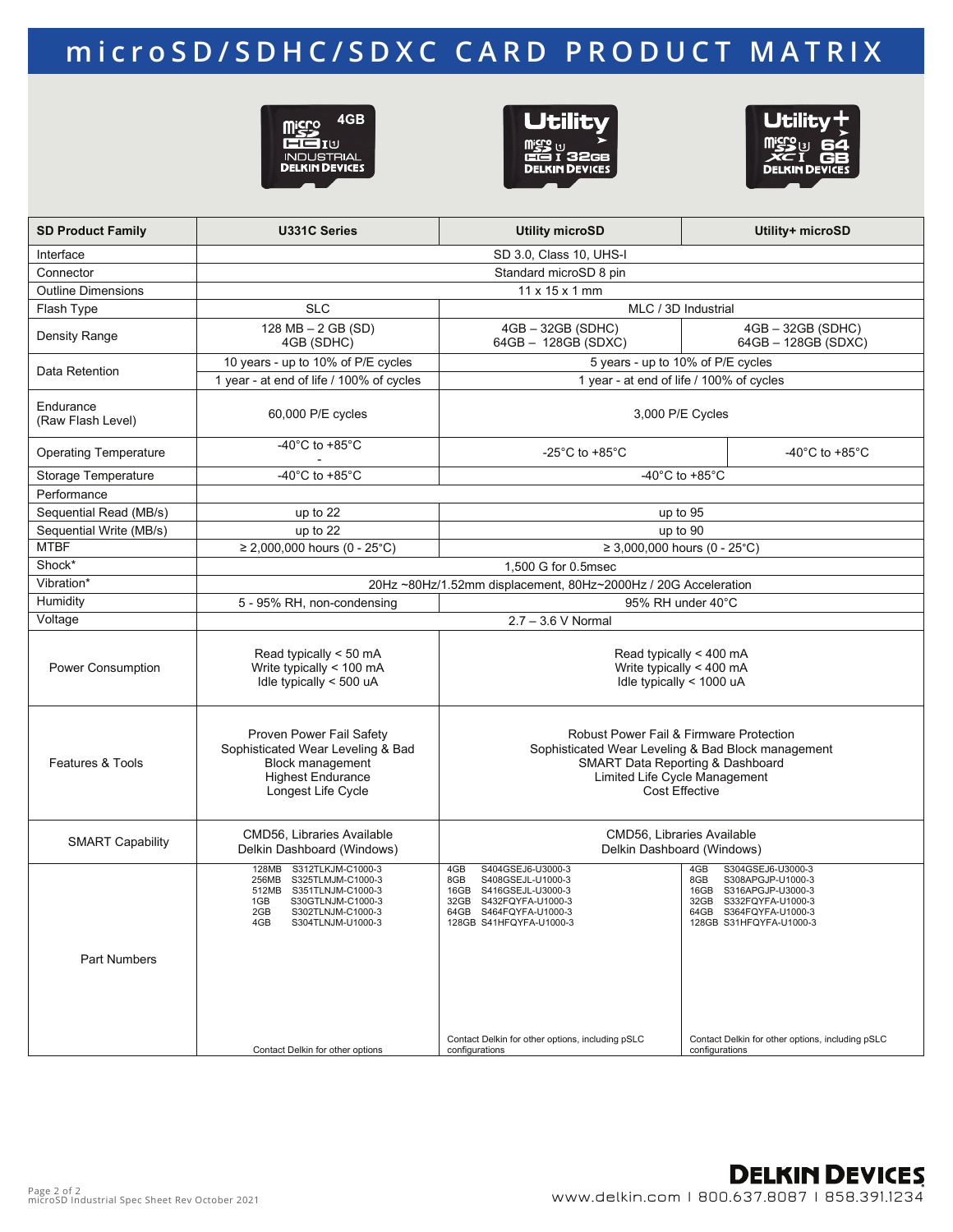# microSD/SDHC/SDXC CARD PRODUCT MATRIX

| SD Product Family | U331C Series | Utility microSD | Utility+ microSD |
|---|---|---|---|
| Interface | SD 3.0, Class 10, UHS-I | | |
| Connector | Standard microSD 8 pin | | |
| Outline Dimensions | 11 x 15 x 1 mm | | |
| Flash Type | SLC | MLC / 3D Industrial | |
| Density Range | 128 MB – 2 GB (SD)<br>4GB (SDHC) | 4GB – 32GB (SDHC)<br>64GB – 128GB (SDXC) | 4GB – 32GB (SDHC)<br>64GB – 128GB (SDXC) |
| Data Retention | 10 years - up to 10% of P/E cycles<br>1 year - at end of life / 100% of cycles | 5 years - up to 10% of P/E cycles<br>1 year - at end of life / 100% of cycles | |
| Endurance (Raw Flash Level) | 60,000 P/E cycles | 3,000 P/E Cycles | |
| Operating Temperature | -40°C to +85°C | -25°C to +85°C | -40°C to +85°C |
| Storage Temperature | -40°C to +85°C | -40°C to +85°C | |
| Performance | | | |
| Sequential Read (MB/s) | up to 22 | up to 95 | |
| Sequential Write (MB/s) | up to 22 | up to 90 | |
| MTBF | ≥ 2,000,000 hours (0 - 25°C) | ≥ 3,000,000 hours (0 - 25°C) | |
| Shock* | 1,500 G for 0.5msec | | |
| Vibration* | 20Hz ~80Hz/1.52mm displacement, 80Hz~2000Hz / 20G Acceleration | | |
| Humidity | 5 - 95% RH, non-condensing | 95% RH under 40°C | |
| Voltage | 2.7 – 3.6 V Normal | | |
| Power Consumption | Read typically < 50 mA<br>Write typically < 100 mA<br>Idle typically < 500 uA | Read typically < 400 mA<br>Write typically < 400 mA<br>Idle typically < 1000 uA | |
| Features & Tools | Proven Power Fail Safety<br>Sophisticated Wear Leveling & Bad Block management<br>Highest Endurance<br>Longest Life Cycle | Robust Power Fail & Firmware Protection<br>Sophisticated Wear Leveling & Bad Block management<br>SMART Data Reporting & Dashboard<br>Limited Life Cycle Management<br>Cost Effective | |
| SMART Capability | CMD56, Libraries Available<br>Delkin Dashboard (Windows) | CMD56, Libraries Available<br>Delkin Dashboard (Windows) | |
| Part Numbers | 128MB S312TLKJM-C1000-3<br>256MB S325TLMJM-C1000-3<br>512MB S351TLNJM-C1000-3<br>1GB S30GTLNJM-C1000-3<br>2GB S302TLNJM-C1000-3<br>4GB S304TLNJM-U1000-3<br><br>Contact Delkin for other options | 4GB S404GSEJ6-U3000-3<br>8GB S408GSEJL-U1000-3<br>16GB S416GSEJL-U3000-3<br>32GB S432FQYFA-U1000-3<br>64GB S464FQYFA-U1000-3<br>128GB S41HFQYFA-U1000-3<br><br>Contact Delkin for other options, including pSLC configurations | 4GB S304GSEJ6-U3000-3<br>8GB S308APGJP-U1000-3<br>16GB S316APGJP-U3000-3<br>32GB S332FQYFA-U1000-3<br>64GB S364FQYFA-U1000-3<br>128GB S31HFQYFA-U1000-3<br><br>Contact Delkin for other options, including pSLC configurations |

DELKIN DEVICES

www.delkin.com | 800.637.8087 | 858.391.1234

microSD Industrial Spec Sheet Rev October 2021